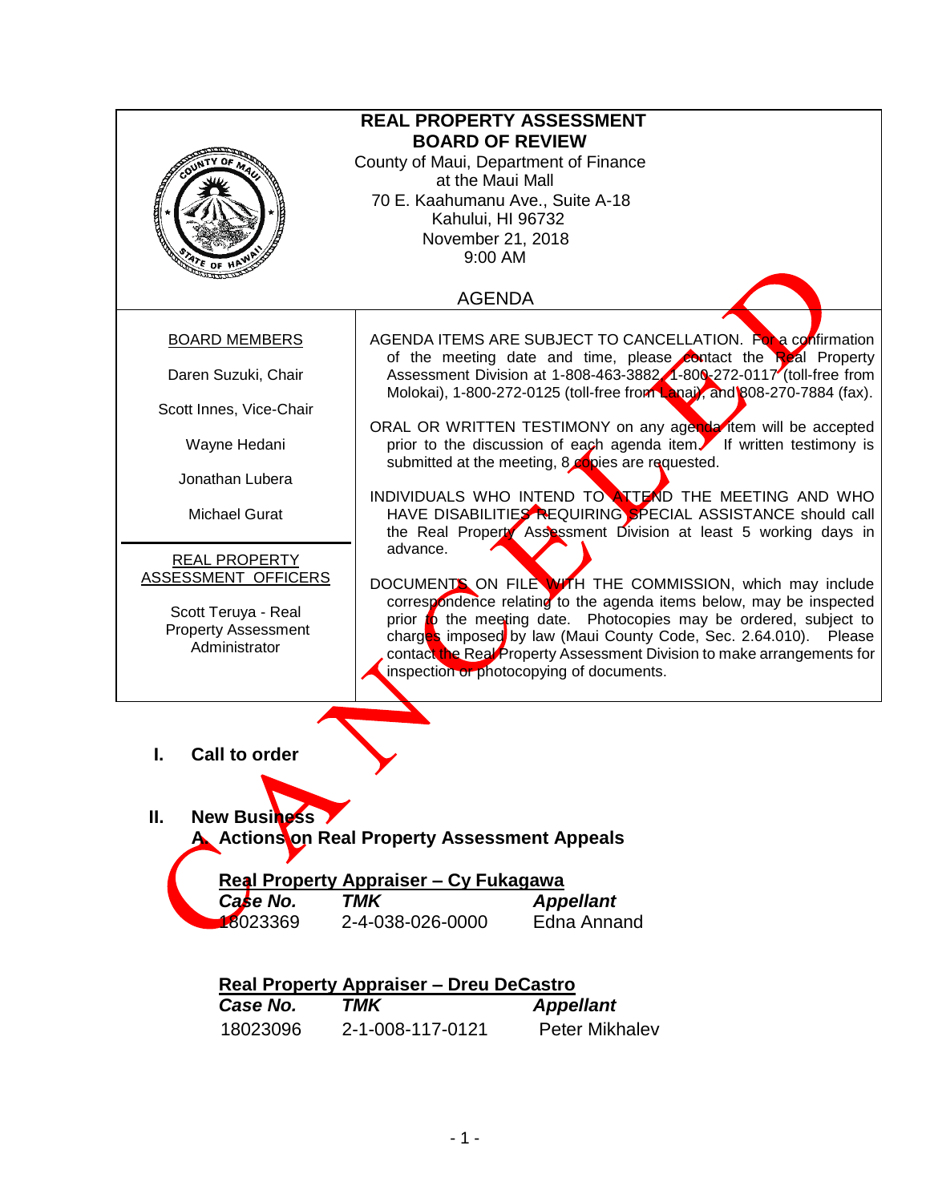# REAL PROPERTY ASSESSMENT BOARD OF REVIEW

County of Maui, Department of Finance
at the Maui Mall
70 E. Kaahumanu Ave., Suite A-18
Kahului, HI 96732
November 21, 2018
9:00 AM

CANCELED

## AGENDA

BOARD MEMBERS

Daren Suzuki, Chair

Scott Innes, Vice-Chair

Wayne Hedani

Jonathan Lubera

Michael Gurat

REAL PROPERTY ASSESSMENT OFFICERS

Scott Teruya - Real Property Assessment Administrator

AGENDA ITEMS ARE SUBJECT TO CANCELLATION. For a confirmation of the meeting date and time, please contact the Real Property Assessment Division at 1-808-463-3882, 1-800-272-0117 (toll-free from Molokai), 1-800-272-0125 (toll-free from Lanai), and 808-270-7884 (fax).

ORAL OR WRITTEN TESTIMONY on any agenda item will be accepted prior to the discussion of each agenda item. If written testimony is submitted at the meeting, 8 copies are requested.

INDIVIDUALS WHO INTEND TO ATTEND THE MEETING AND WHO HAVE DISABILITIES REQUIRING SPECIAL ASSISTANCE should call the Real Property Assessment Division at least 5 working days in advance.

DOCUMENTS ON FILE WITH THE COMMISSION, which may include correspondence relating to the agenda items below, may be inspected prior to the meeting date. Photocopies may be ordered, subject to charges imposed by law (Maui County Code, Sec. 2.64.010). Please contact the Real Property Assessment Division to make arrangements for inspection or photocopying of documents.

## I. Call to order

## II. New Business

### A. Actions on Real Property Assessment Appeals

**Real Property Appraiser – Cy Fukagawa**

| *Case No.* | *TMK* | *Appellant* |
|---|---|---|
| 18023369 | 2-4-038-026-0000 | Edna Annand |

**Real Property Appraiser – Dreu DeCastro**

| *Case No.* | *TMK* | *Appellant* |
|---|---|---|
| 18023096 | 2-1-008-117-0121 | Peter Mikhalev |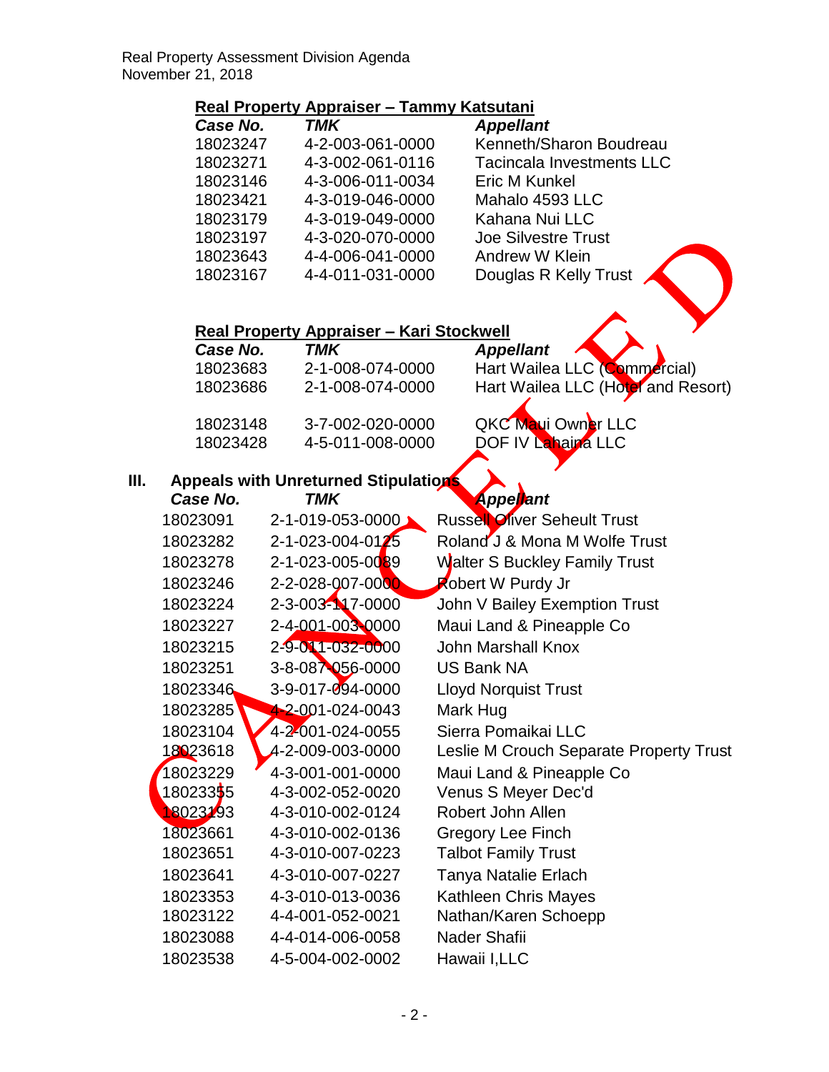**Real Property Appraiser – Tammy Katsutani**

| *Case No.* | *TMK* | *Appellant* |
|---|---|---|
| 18023247 | 4-2-003-061-0000 | Kenneth/Sharon Boudreau |
| 18023271 | 4-3-002-061-0116 | Tacincala Investments LLC |
| 18023146 | 4-3-006-011-0034 | Eric M Kunkel |
| 18023421 | 4-3-019-046-0000 | Mahalo 4593 LLC |
| 18023179 | 4-3-019-049-0000 | Kahana Nui LLC |
| 18023197 | 4-3-020-070-0000 | Joe Silvestre Trust |
| 18023643 | 4-4-006-041-0000 | Andrew W Klein |
| 18023167 | 4-4-011-031-0000 | Douglas R Kelly Trust |

**Real Property Appraiser – Kari Stockwell**

| *Case No.* | *TMK* | *Appellant* |
|---|---|---|
| 18023683 | 2-1-008-074-0000 | Hart Wailea LLC (Commercial) |
| 18023686 | 2-1-008-074-0000 | Hart Wailea LLC (Hotel and Resort) |
| 18023148 | 3-7-002-020-0000 | QKC Maui Owner LLC |
| 18023428 | 4-5-011-008-0000 | DOF IV Lahaina LLC |

CANCELED

## III. Appeals with Unreturned Stipulations

| *Case No.* | *TMK* | *Appellant* |
|---|---|---|
| 18023091 | 2-1-019-053-0000 | Russell Oliver Seheult Trust |
| 18023282 | 2-1-023-004-0125 | Roland J & Mona M Wolfe Trust |
| 18023278 | 2-1-023-005-0089 | Walter S Buckley Family Trust |
| 18023246 | 2-2-028-007-0000 | Robert W Purdy Jr |
| 18023224 | 2-3-003-117-0000 | John V Bailey Exemption Trust |
| 18023227 | 2-4-001-003-0000 | Maui Land & Pineapple Co |
| 18023215 | 2-9-011-032-0000 | John Marshall Knox |
| 18023251 | 3-8-087-056-0000 | US Bank NA |
| 18023346 | 3-9-017-094-0000 | Lloyd Norquist Trust |
| 18023285 | 4-2-001-024-0043 | Mark Hug |
| 18023104 | 4-2-001-024-0055 | Sierra Pomaikai LLC |
| 18023618 | 4-2-009-003-0000 | Leslie M Crouch Separate Property Trust |
| 18023229 | 4-3-001-001-0000 | Maui Land & Pineapple Co |
| 18023355 | 4-3-002-052-0020 | Venus S Meyer Dec'd |
| 18023193 | 4-3-010-002-0124 | Robert John Allen |
| 18023661 | 4-3-010-002-0136 | Gregory Lee Finch |
| 18023651 | 4-3-010-007-0223 | Talbot Family Trust |
| 18023641 | 4-3-010-007-0227 | Tanya Natalie Erlach |
| 18023353 | 4-3-010-013-0036 | Kathleen Chris Mayes |
| 18023122 | 4-4-001-052-0021 | Nathan/Karen Schoepp |
| 18023088 | 4-4-014-006-0058 | Nader Shafii |
| 18023538 | 4-5-004-002-0002 | Hawaii I,LLC |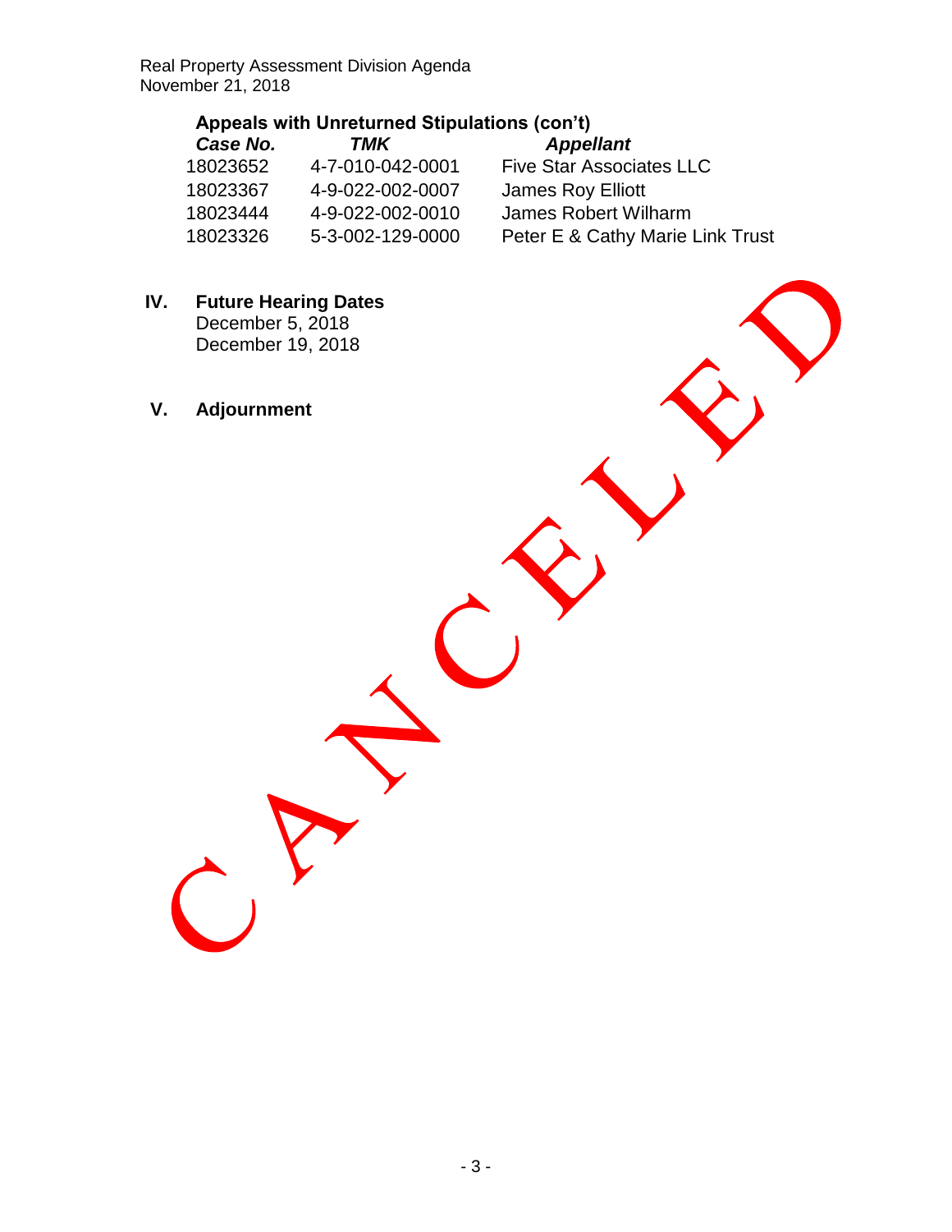Real Property Assessment Division Agenda
November 21, 2018

**Appeals with Unreturned Stipulations (con't)**

| ***Case No.*** | ***TMK*** | ***Appellant*** |
|---|---|---|
| 18023652 | 4-7-010-042-0001 | Five Star Associates LLC |
| 18023367 | 4-9-022-002-0007 | James Roy Elliott |
| 18023444 | 4-9-022-002-0010 | James Robert Wilharm |
| 18023326 | 5-3-002-129-0000 | Peter E & Cathy Marie Link Trust |

## IV. Future Hearing Dates

December 5, 2018
December 19, 2018

## V. Adjournment

CANCELED